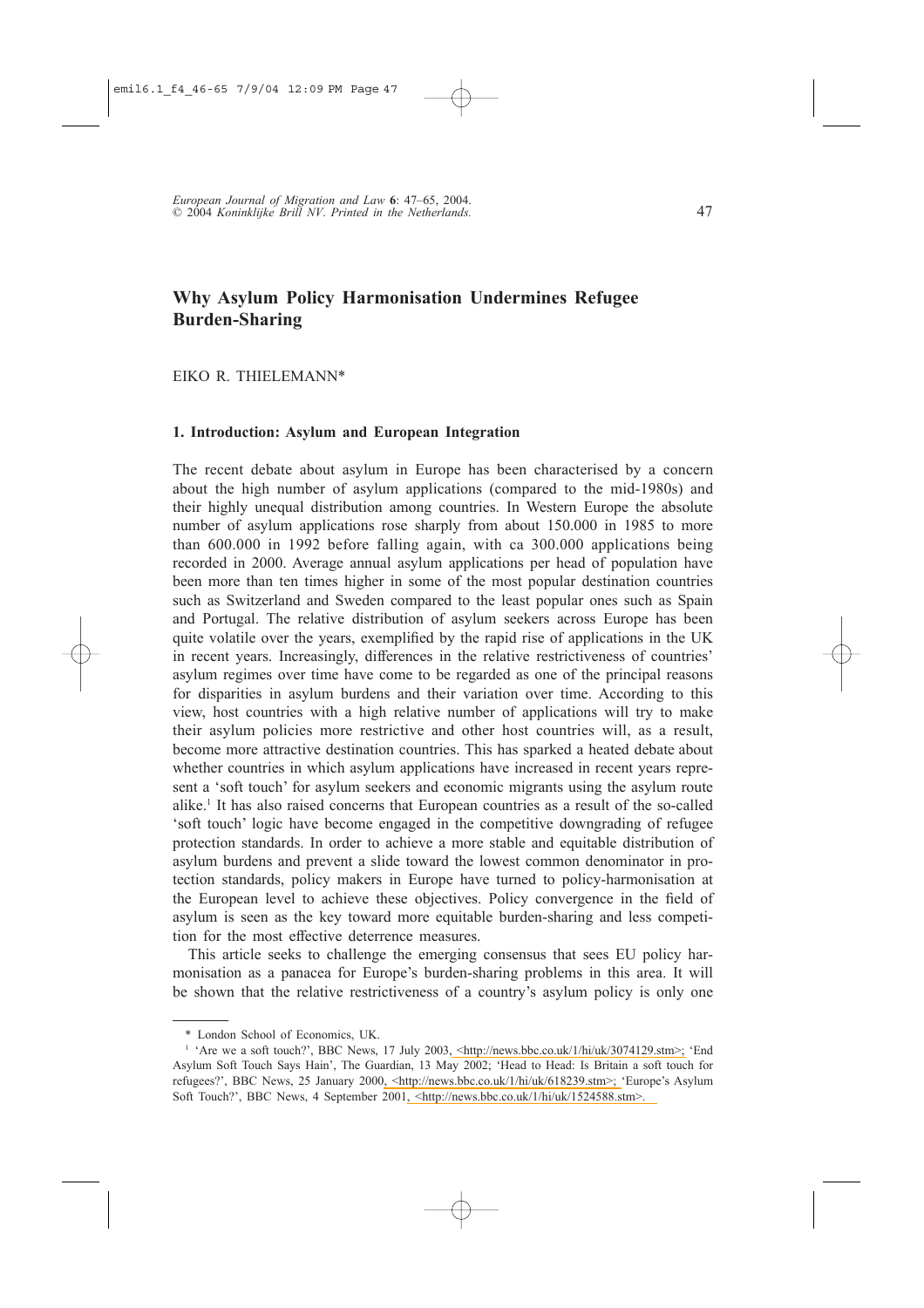# Why Asylum Policy Harmonisation Undermines Refugee Burden-Sharing

EIKO R. THIELEMANN*

## 1. Introduction: Asylum and European Integration

The recent debate about asylum in Europe has been characterised by a concern about the high number of asylum applications (compared to the mid-1980s) and their highly unequal distribution among countries. In Western Europe the absolute number of asylum applications rose sharply from about 150.000 in 1985 to more than 600.000 in 1992 before falling again, with ca 300.000 applications being recorded in 2000. Average annual asylum applications per head of population have been more than ten times higher in some of the most popular destination countries such as Switzerland and Sweden compared to the least popular ones such as Spain and Portugal. The relative distribution of asylum seekers across Europe has been quite volatile over the years, exemplified by the rapid rise of applications in the UK in recent years. Increasingly, differences in the relative restrictiveness of countries' asylum regimes over time have come to be regarded as one of the principal reasons for disparities in asylum burdens and their variation over time. According to this view, host countries with a high relative number of applications will try to make their asylum policies more restrictive and other host countries will, as a result, become more attractive destination countries. This has sparked a heated debate about whether countries in which asylum applications have increased in recent years represent a 'soft touch' for asylum seekers and economic migrants using the asylum route alike.[1] It has also raised concerns that European countries as a result of the so-called 'soft touch' logic have become engaged in the competitive downgrading of refugee protection standards. In order to achieve a more stable and equitable distribution of asylum burdens and prevent a slide toward the lowest common denominator in protection standards, policy makers in Europe have turned to policy-harmonisation at the European level to achieve these objectives. Policy convergence in the field of asylum is seen as the key toward more equitable burden-sharing and less competition for the most effective deterrence measures.

This article seeks to challenge the emerging consensus that sees EU policy harmonisation as a panacea for Europe's burden-sharing problems in this area. It will be shown that the relative restrictiveness of a country's asylum policy is only one

---

\* London School of Economics, UK.

[1] 'Are we a soft touch?', BBC News, 17 July 2003, <http://news.bbc.co.uk/1/hi/uk/3074129.stm>; 'End Asylum Soft Touch Says Hain', The Guardian, 13 May 2002; 'Head to Head: Is Britain a soft touch for refugees?', BBC News, 25 January 2000, <http://news.bbc.co.uk/1/hi/uk/618239.stm>; 'Europe's Asylum Soft Touch?', BBC News, 4 September 2001, <http://news.bbc.co.uk/1/hi/uk/1524588.stm>.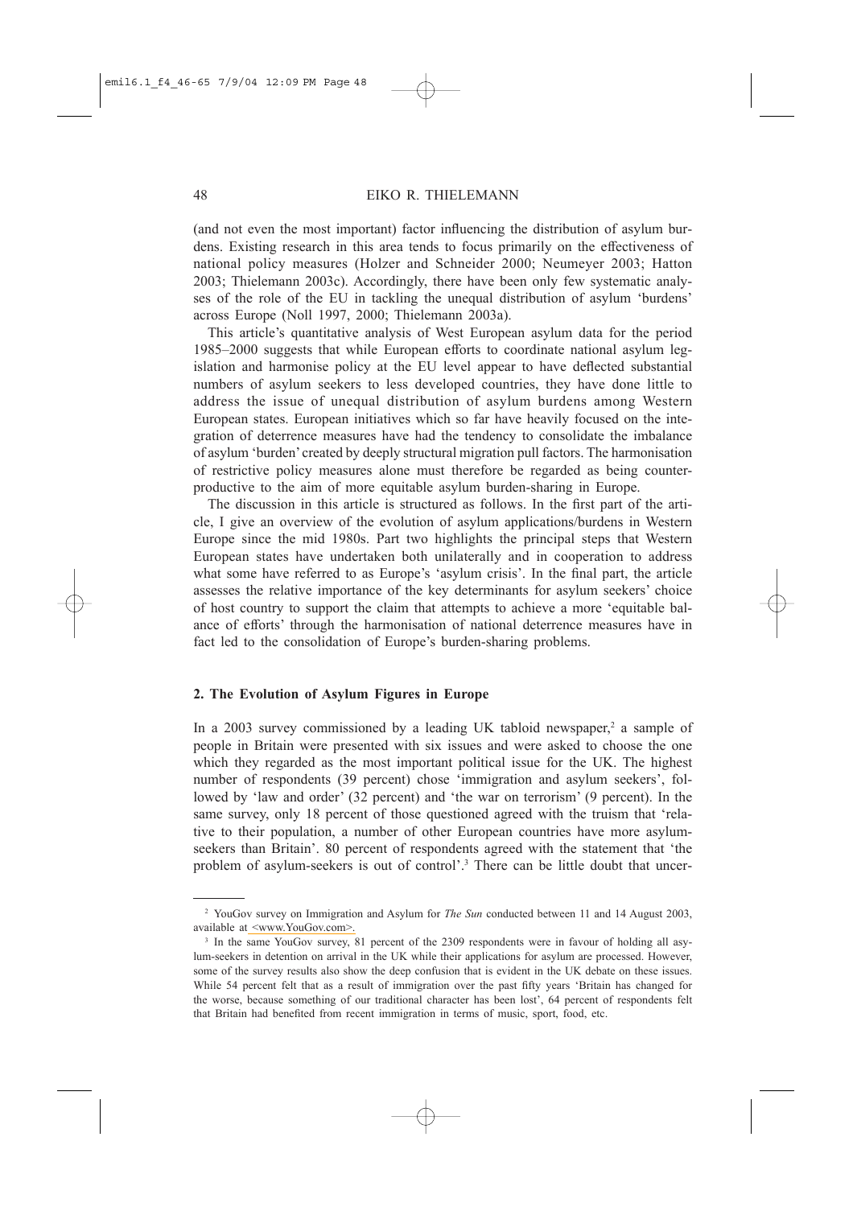(and not even the most important) factor influencing the distribution of asylum burdens. Existing research in this area tends to focus primarily on the effectiveness of national policy measures (Holzer and Schneider 2000; Neumeyer 2003; Hatton 2003; Thielemann 2003c). Accordingly, there have been only few systematic analyses of the role of the EU in tackling the unequal distribution of asylum 'burdens' across Europe (Noll 1997, 2000; Thielemann 2003a).

This article's quantitative analysis of West European asylum data for the period 1985–2000 suggests that while European efforts to coordinate national asylum legislation and harmonise policy at the EU level appear to have deflected substantial numbers of asylum seekers to less developed countries, they have done little to address the issue of unequal distribution of asylum burdens among Western European states. European initiatives which so far have heavily focused on the integration of deterrence measures have had the tendency to consolidate the imbalance of asylum 'burden' created by deeply structural migration pull factors. The harmonisation of restrictive policy measures alone must therefore be regarded as being counterproductive to the aim of more equitable asylum burden-sharing in Europe.

The discussion in this article is structured as follows. In the first part of the article, I give an overview of the evolution of asylum applications/burdens in Western Europe since the mid 1980s. Part two highlights the principal steps that Western European states have undertaken both unilaterally and in cooperation to address what some have referred to as Europe's 'asylum crisis'. In the final part, the article assesses the relative importance of the key determinants for asylum seekers' choice of host country to support the claim that attempts to achieve a more 'equitable balance of efforts' through the harmonisation of national deterrence measures have in fact led to the consolidation of Europe's burden-sharing problems.

## 2. The Evolution of Asylum Figures in Europe

In a 2003 survey commissioned by a leading UK tabloid newspaper,[2] a sample of people in Britain were presented with six issues and were asked to choose the one which they regarded as the most important political issue for the UK. The highest number of respondents (39 percent) chose 'immigration and asylum seekers', followed by 'law and order' (32 percent) and 'the war on terrorism' (9 percent). In the same survey, only 18 percent of those questioned agreed with the truism that 'relative to their population, a number of other European countries have more asylum-seekers than Britain'. 80 percent of respondents agreed with the statement that 'the problem of asylum-seekers is out of control'.[3] There can be little doubt that uncer-

---

[2] YouGov survey on Immigration and Asylum for *The Sun* conducted between 11 and 14 August 2003, available at <www.YouGov.com>.

[3] In the same YouGov survey, 81 percent of the 2309 respondents were in favour of holding all asylum-seekers in detention on arrival in the UK while their applications for asylum are processed. However, some of the survey results also show the deep confusion that is evident in the UK debate on these issues. While 54 percent felt that as a result of immigration over the past fifty years 'Britain has changed for the worse, because something of our traditional character has been lost', 64 percent of respondents felt that Britain had benefited from recent immigration in terms of music, sport, food, etc.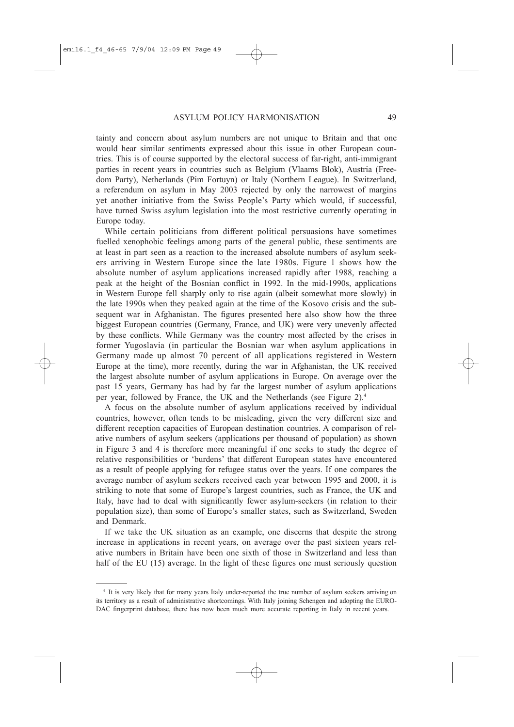tainty and concern about asylum numbers are not unique to Britain and that one would hear similar sentiments expressed about this issue in other European countries. This is of course supported by the electoral success of far-right, anti-immigrant parties in recent years in countries such as Belgium (Vlaams Blok), Austria (Freedom Party), Netherlands (Pim Fortuyn) or Italy (Northern League). In Switzerland, a referendum on asylum in May 2003 rejected by only the narrowest of margins yet another initiative from the Swiss People's Party which would, if successful, have turned Swiss asylum legislation into the most restrictive currently operating in Europe today.

While certain politicians from different political persuasions have sometimes fuelled xenophobic feelings among parts of the general public, these sentiments are at least in part seen as a reaction to the increased absolute numbers of asylum seekers arriving in Western Europe since the late 1980s. Figure 1 shows how the absolute number of asylum applications increased rapidly after 1988, reaching a peak at the height of the Bosnian conflict in 1992. In the mid-1990s, applications in Western Europe fell sharply only to rise again (albeit somewhat more slowly) in the late 1990s when they peaked again at the time of the Kosovo crisis and the subsequent war in Afghanistan. The figures presented here also show how the three biggest European countries (Germany, France, and UK) were very unevenly affected by these conflicts. While Germany was the country most affected by the crises in former Yugoslavia (in particular the Bosnian war when asylum applications in Germany made up almost 70 percent of all applications registered in Western Europe at the time), more recently, during the war in Afghanistan, the UK received the largest absolute number of asylum applications in Europe. On average over the past 15 years, Germany has had by far the largest number of asylum applications per year, followed by France, the UK and the Netherlands (see Figure 2).[4]

A focus on the absolute number of asylum applications received by individual countries, however, often tends to be misleading, given the very different size and different reception capacities of European destination countries. A comparison of relative numbers of asylum seekers (applications per thousand of population) as shown in Figure 3 and 4 is therefore more meaningful if one seeks to study the degree of relative responsibilities or 'burdens' that different European states have encountered as a result of people applying for refugee status over the years. If one compares the average number of asylum seekers received each year between 1995 and 2000, it is striking to note that some of Europe's largest countries, such as France, the UK and Italy, have had to deal with significantly fewer asylum-seekers (in relation to their population size), than some of Europe's smaller states, such as Switzerland, Sweden and Denmark.

If we take the UK situation as an example, one discerns that despite the strong increase in applications in recent years, on average over the past sixteen years relative numbers in Britain have been one sixth of those in Switzerland and less than half of the EU (15) average. In the light of these figures one must seriously question

[4] It is very likely that for many years Italy under-reported the true number of asylum seekers arriving on its territory as a result of administrative shortcomings. With Italy joining Schengen and adopting the EURODAC fingerprint database, there has now been much more accurate reporting in Italy in recent years.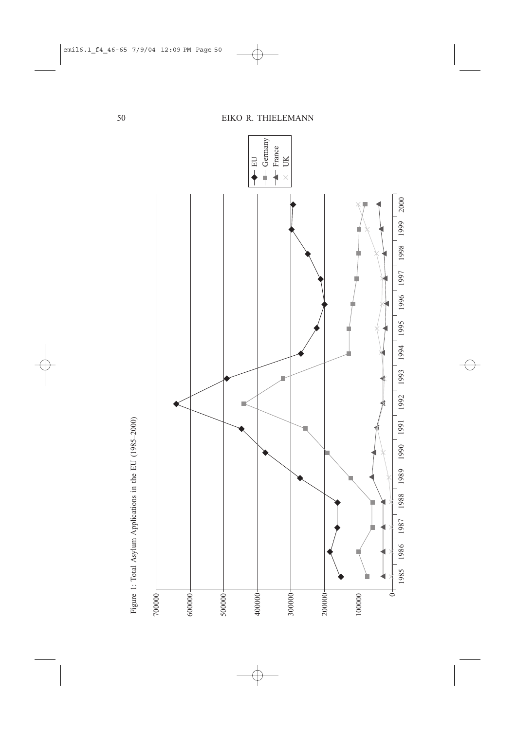Figure 1: Total Asylum Applications in the EU (1985–2000)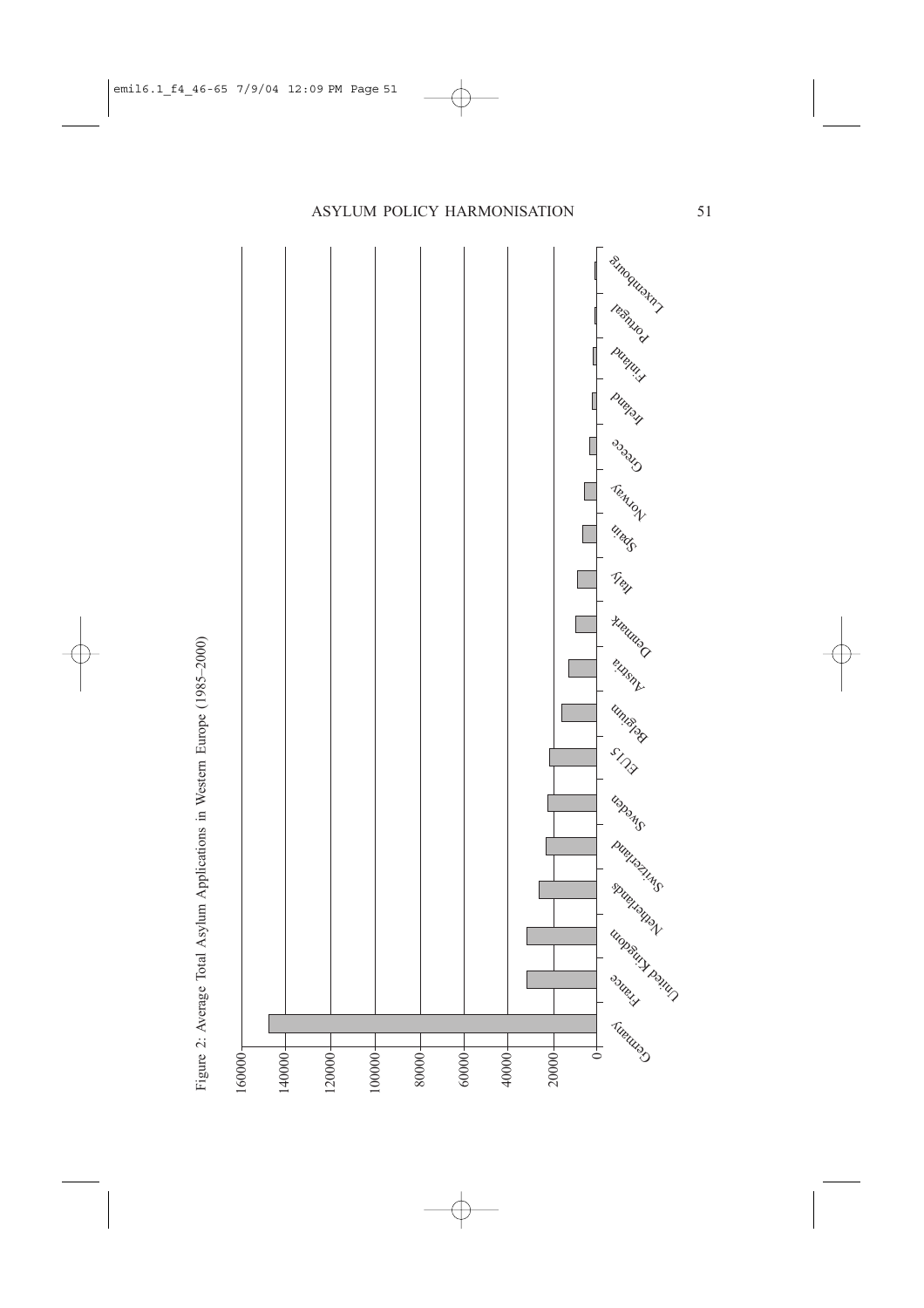Figure 2: Average Total Asylum Applications in Western Europe (1985–2000)

| Country | Average Total Asylum Applications (approx.) |
|---|---|
| Germany | ~147000 |
| France | ~31000 |
| United Kingdom | ~31000 |
| Netherlands | ~26000 |
| Switzerland | ~23000 |
| Sweden | ~22000 |
| EU15 | ~21000 |
| Belgium | ~16000 |
| Austria | ~13000 |
| Denmark | ~10000 |
| Italy | ~9000 |
| Spain | ~6500 |
| Norway | ~5500 |
| Greece | ~3500 |
| Ireland | ~2000 |
| Finland | ~1500 |
| Portugal | ~600 |
| Luxembourg | ~500 |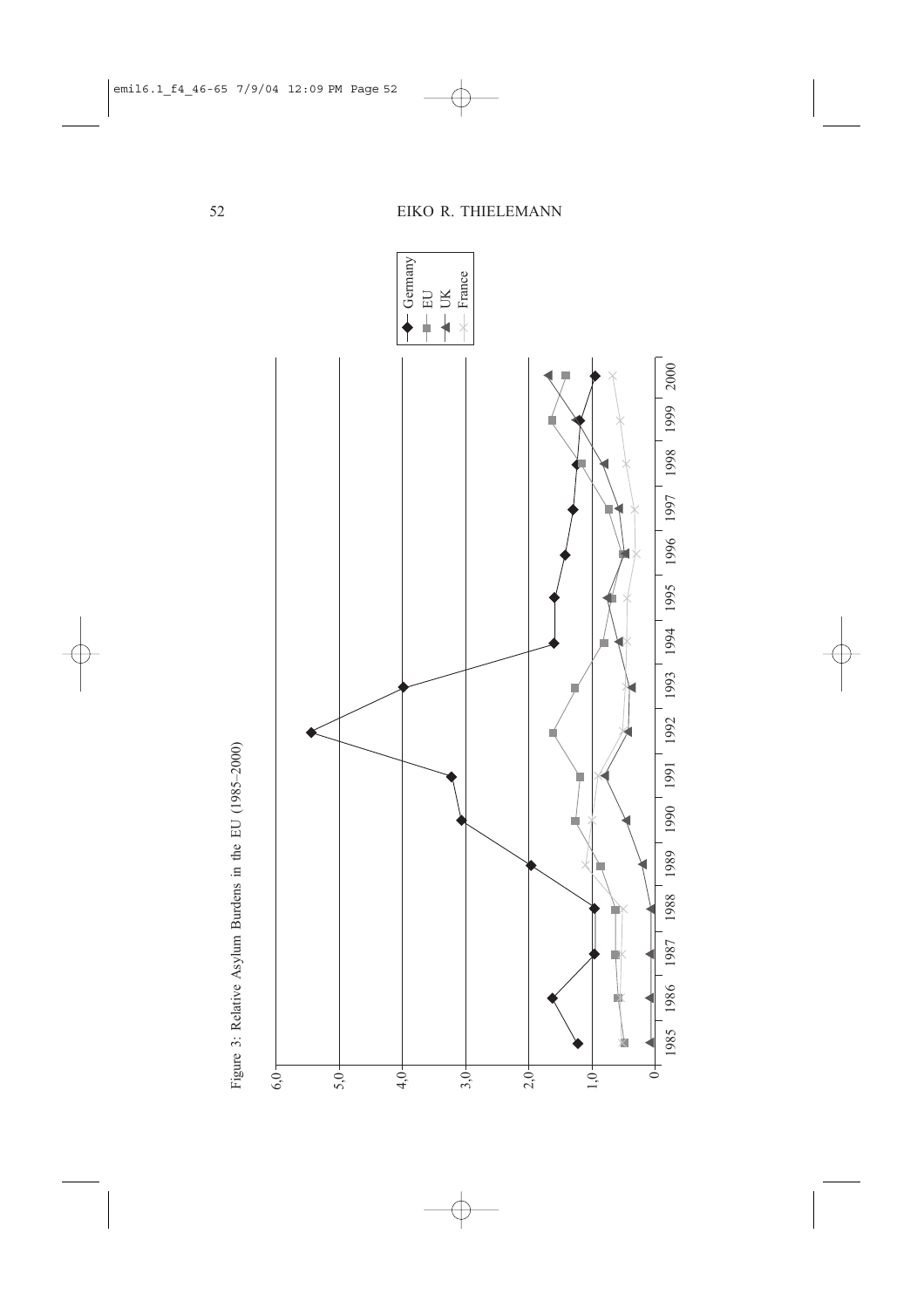Figure 3: Relative Asylum Burdens in the EU (1985–2000)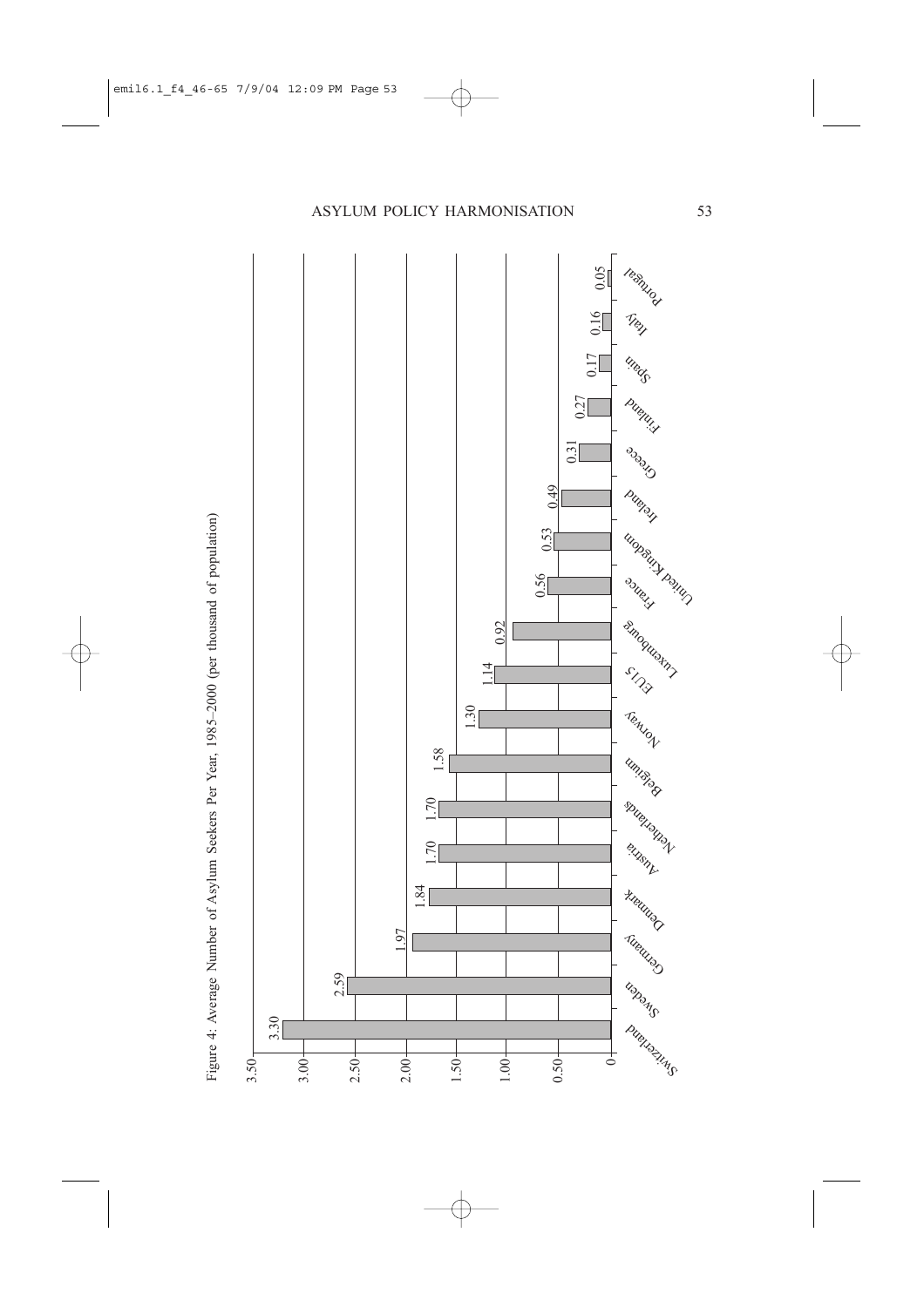Figure 4: Average Number of Asylum Seekers Per Year, 1985–2000 (per thousand of population)

| Country | Asylum seekers per thousand of population |
| --- | --- |
| Switzerland | 3.30 |
| Sweden | 2.59 |
| Germany | 1.97 |
| Denmark | 1.84 |
| Austria | 1.70 |
| Netherlands | 1.70 |
| Belgium | 1.58 |
| Norway | 1.30 |
| EU15 | 1.14 |
| Luxembourg | 0.92 |
| France | 0.56 |
| United Kingdom | 0.53 |
| Ireland | 0.49 |
| Greece | 0.31 |
| Finland | 0.27 |
| Spain | 0.17 |
| Italy | 0.16 |
| Portugal | 0.05 |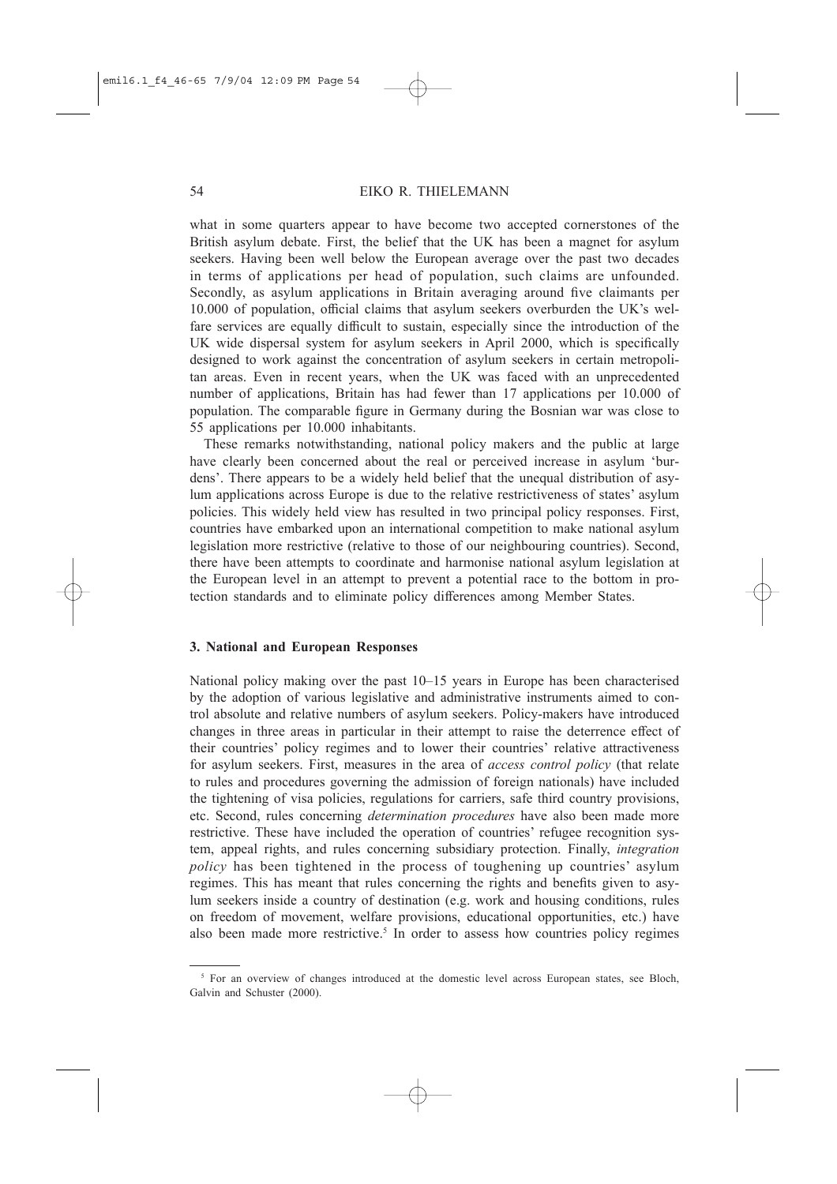what in some quarters appear to have become two accepted cornerstones of the British asylum debate. First, the belief that the UK has been a magnet for asylum seekers. Having been well below the European average over the past two decades in terms of applications per head of population, such claims are unfounded. Secondly, as asylum applications in Britain averaging around five claimants per 10.000 of population, official claims that asylum seekers overburden the UK's welfare services are equally difficult to sustain, especially since the introduction of the UK wide dispersal system for asylum seekers in April 2000, which is specifically designed to work against the concentration of asylum seekers in certain metropolitan areas. Even in recent years, when the UK was faced with an unprecedented number of applications, Britain has had fewer than 17 applications per 10.000 of population. The comparable figure in Germany during the Bosnian war was close to 55 applications per 10.000 inhabitants.

These remarks notwithstanding, national policy makers and the public at large have clearly been concerned about the real or perceived increase in asylum 'burdens'. There appears to be a widely held belief that the unequal distribution of asylum applications across Europe is due to the relative restrictiveness of states' asylum policies. This widely held view has resulted in two principal policy responses. First, countries have embarked upon an international competition to make national asylum legislation more restrictive (relative to those of our neighbouring countries). Second, there have been attempts to coordinate and harmonise national asylum legislation at the European level in an attempt to prevent a potential race to the bottom in protection standards and to eliminate policy differences among Member States.

## 3. National and European Responses

National policy making over the past 10–15 years in Europe has been characterised by the adoption of various legislative and administrative instruments aimed to control absolute and relative numbers of asylum seekers. Policy-makers have introduced changes in three areas in particular in their attempt to raise the deterrence effect of their countries' policy regimes and to lower their countries' relative attractiveness for asylum seekers. First, measures in the area of *access control policy* (that relate to rules and procedures governing the admission of foreign nationals) have included the tightening of visa policies, regulations for carriers, safe third country provisions, etc. Second, rules concerning *determination procedures* have also been made more restrictive. These have included the operation of countries' refugee recognition system, appeal rights, and rules concerning subsidiary protection. Finally, *integration policy* has been tightened in the process of toughening up countries' asylum regimes. This has meant that rules concerning the rights and benefits given to asylum seekers inside a country of destination (e.g. work and housing conditions, rules on freedom of movement, welfare provisions, educational opportunities, etc.) have also been made more restrictive.[5] In order to assess how countries policy regimes

[5] For an overview of changes introduced at the domestic level across European states, see Bloch, Galvin and Schuster (2000).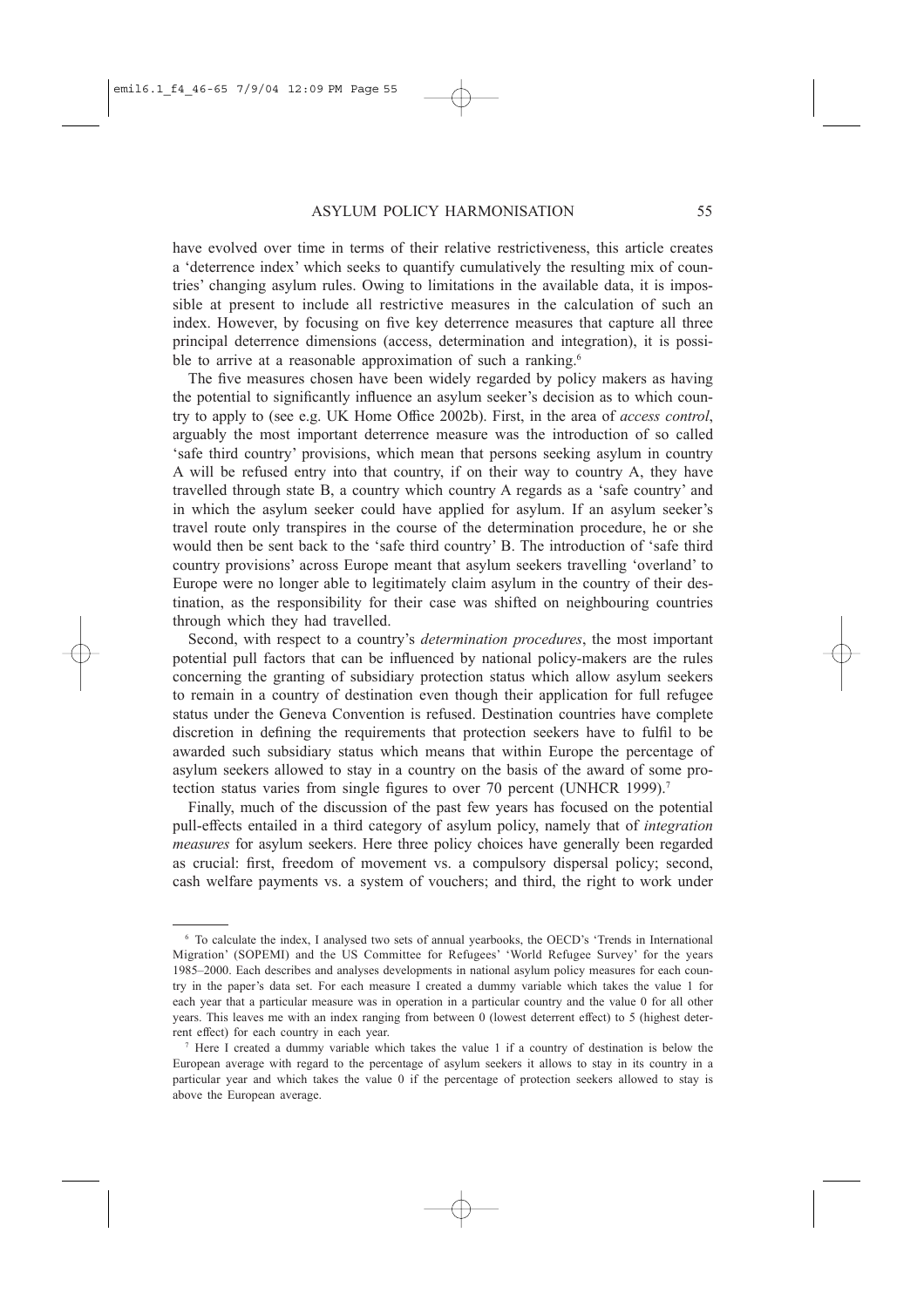have evolved over time in terms of their relative restrictiveness, this article creates a 'deterrence index' which seeks to quantify cumulatively the resulting mix of countries' changing asylum rules. Owing to limitations in the available data, it is impossible at present to include all restrictive measures in the calculation of such an index. However, by focusing on five key deterrence measures that capture all three principal deterrence dimensions (access, determination and integration), it is possible to arrive at a reasonable approximation of such a ranking.[6]

The five measures chosen have been widely regarded by policy makers as having the potential to significantly influence an asylum seeker's decision as to which country to apply to (see e.g. UK Home Office 2002b). First, in the area of *access control*, arguably the most important deterrence measure was the introduction of so called 'safe third country' provisions, which mean that persons seeking asylum in country A will be refused entry into that country, if on their way to country A, they have travelled through state B, a country which country A regards as a 'safe country' and in which the asylum seeker could have applied for asylum. If an asylum seeker's travel route only transpires in the course of the determination procedure, he or she would then be sent back to the 'safe third country' B. The introduction of 'safe third country provisions' across Europe meant that asylum seekers travelling 'overland' to Europe were no longer able to legitimately claim asylum in the country of their destination, as the responsibility for their case was shifted on neighbouring countries through which they had travelled.

Second, with respect to a country's *determination procedures*, the most important potential pull factors that can be influenced by national policy-makers are the rules concerning the granting of subsidiary protection status which allow asylum seekers to remain in a country of destination even though their application for full refugee status under the Geneva Convention is refused. Destination countries have complete discretion in defining the requirements that protection seekers have to fulfil to be awarded such subsidiary status which means that within Europe the percentage of asylum seekers allowed to stay in a country on the basis of the award of some protection status varies from single figures to over 70 percent (UNHCR 1999).[7]

Finally, much of the discussion of the past few years has focused on the potential pull-effects entailed in a third category of asylum policy, namely that of *integration measures* for asylum seekers. Here three policy choices have generally been regarded as crucial: first, freedom of movement vs. a compulsory dispersal policy; second, cash welfare payments vs. a system of vouchers; and third, the right to work under

---

[6] To calculate the index, I analysed two sets of annual yearbooks, the OECD's 'Trends in International Migration' (SOPEMI) and the US Committee for Refugees' 'World Refugee Survey' for the years 1985–2000. Each describes and analyses developments in national asylum policy measures for each country in the paper's data set. For each measure I created a dummy variable which takes the value 1 for each year that a particular measure was in operation in a particular country and the value 0 for all other years. This leaves me with an index ranging from between 0 (lowest deterrent effect) to 5 (highest deterrent effect) for each country in each year.

[7] Here I created a dummy variable which takes the value 1 if a country of destination is below the European average with regard to the percentage of asylum seekers it allows to stay in its country in a particular year and which takes the value 0 if the percentage of protection seekers allowed to stay is above the European average.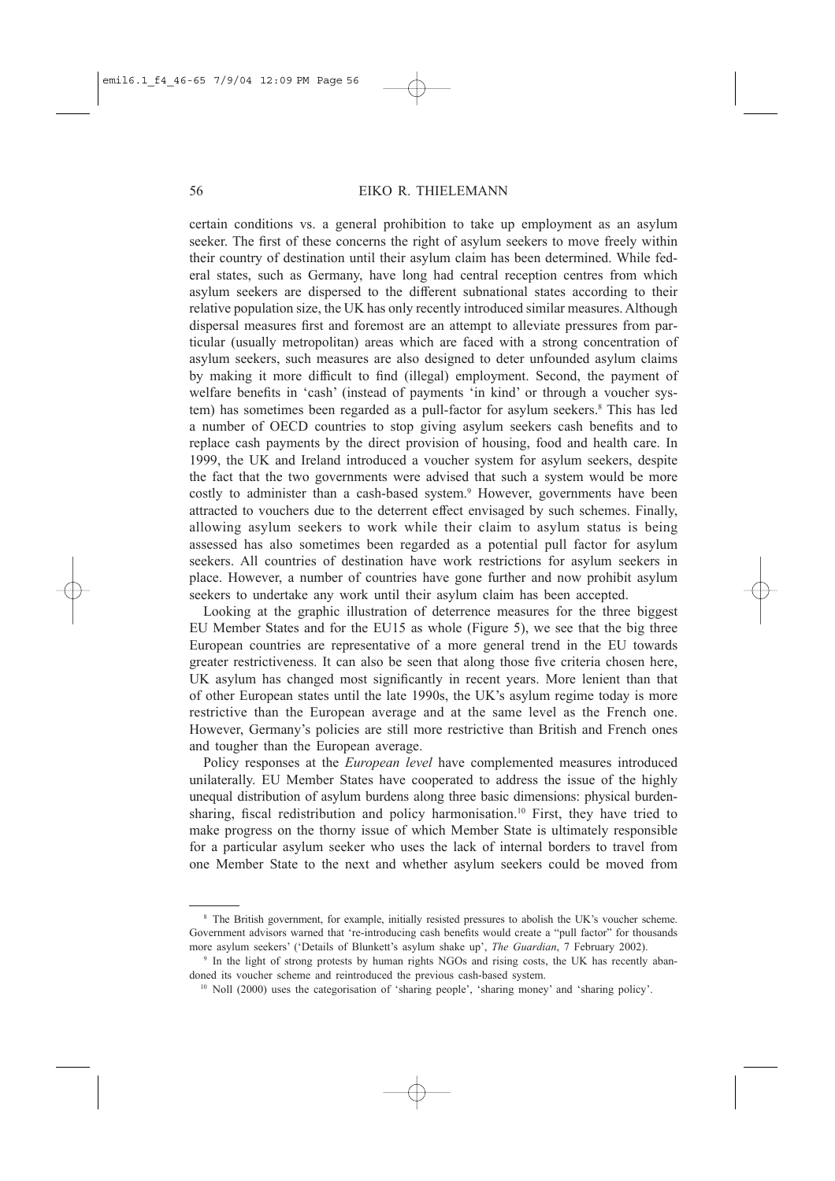certain conditions vs. a general prohibition to take up employment as an asylum seeker. The first of these concerns the right of asylum seekers to move freely within their country of destination until their asylum claim has been determined. While federal states, such as Germany, have long had central reception centres from which asylum seekers are dispersed to the different subnational states according to their relative population size, the UK has only recently introduced similar measures. Although dispersal measures first and foremost are an attempt to alleviate pressures from particular (usually metropolitan) areas which are faced with a strong concentration of asylum seekers, such measures are also designed to deter unfounded asylum claims by making it more difficult to find (illegal) employment. Second, the payment of welfare benefits in 'cash' (instead of payments 'in kind' or through a voucher system) has sometimes been regarded as a pull-factor for asylum seekers.[8] This has led a number of OECD countries to stop giving asylum seekers cash benefits and to replace cash payments by the direct provision of housing, food and health care. In 1999, the UK and Ireland introduced a voucher system for asylum seekers, despite the fact that the two governments were advised that such a system would be more costly to administer than a cash-based system.[9] However, governments have been attracted to vouchers due to the deterrent effect envisaged by such schemes. Finally, allowing asylum seekers to work while their claim to asylum status is being assessed has also sometimes been regarded as a potential pull factor for asylum seekers. All countries of destination have work restrictions for asylum seekers in place. However, a number of countries have gone further and now prohibit asylum seekers to undertake any work until their asylum claim has been accepted.

Looking at the graphic illustration of deterrence measures for the three biggest EU Member States and for the EU15 as whole (Figure 5), we see that the big three European countries are representative of a more general trend in the EU towards greater restrictiveness. It can also be seen that along those five criteria chosen here, UK asylum has changed most significantly in recent years. More lenient than that of other European states until the late 1990s, the UK's asylum regime today is more restrictive than the European average and at the same level as the French one. However, Germany's policies are still more restrictive than British and French ones and tougher than the European average.

Policy responses at the *European level* have complemented measures introduced unilaterally. EU Member States have cooperated to address the issue of the highly unequal distribution of asylum burdens along three basic dimensions: physical burden-sharing, fiscal redistribution and policy harmonisation.[10] First, they have tried to make progress on the thorny issue of which Member State is ultimately responsible for a particular asylum seeker who uses the lack of internal borders to travel from one Member State to the next and whether asylum seekers could be moved from

---

[8] The British government, for example, initially resisted pressures to abolish the UK's voucher scheme. Government advisors warned that 're-introducing cash benefits would create a "pull factor" for thousands more asylum seekers' ('Details of Blunkett's asylum shake up', *The Guardian*, 7 February 2002).

[9] In the light of strong protests by human rights NGOs and rising costs, the UK has recently abandoned its voucher scheme and reintroduced the previous cash-based system.

[10] Noll (2000) uses the categorisation of 'sharing people', 'sharing money' and 'sharing policy'.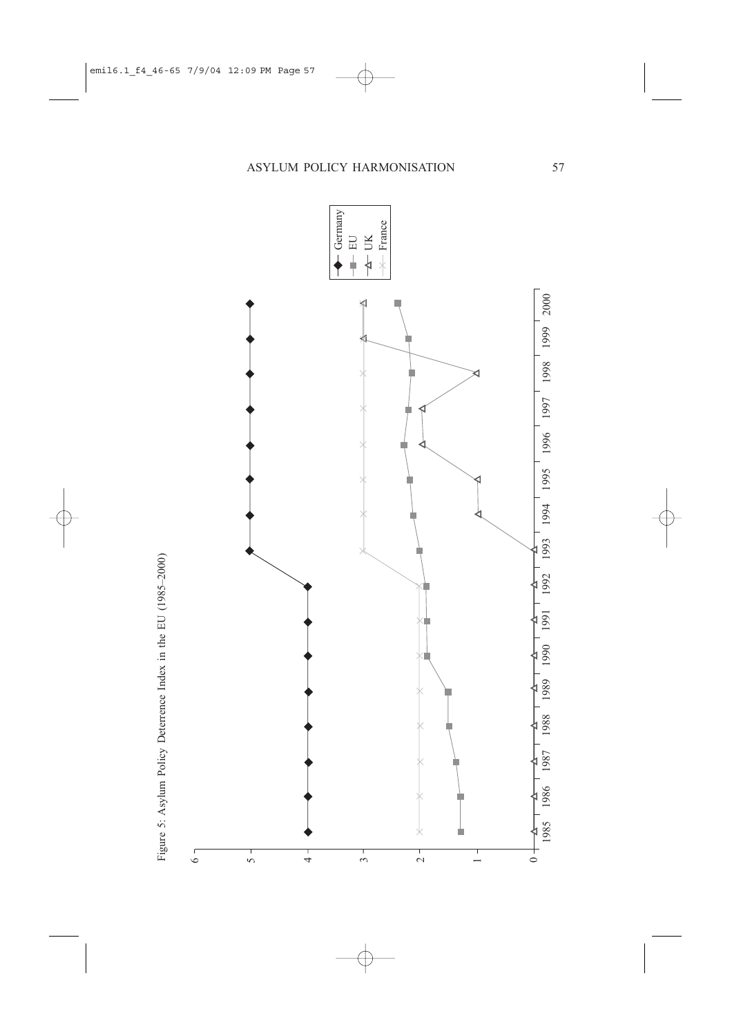Figure 5: Asylum Policy Deterrence Index in the EU (1985–2000)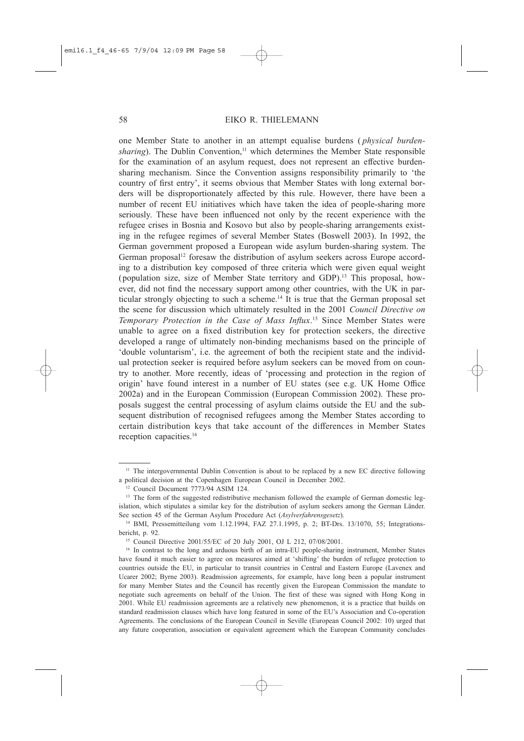one Member State to another in an attempt equalise burdens (*physical burden-sharing*). The Dublin Convention,[11] which determines the Member State responsible for the examination of an asylum request, does not represent an effective burden-sharing mechanism. Since the Convention assigns responsibility primarily to 'the country of first entry', it seems obvious that Member States with long external borders will be disproportionately affected by this rule. However, there have been a number of recent EU initiatives which have taken the idea of people-sharing more seriously. These have been influenced not only by the recent experience with the refugee crises in Bosnia and Kosovo but also by people-sharing arrangements existing in the refugee regimes of several Member States (Boswell 2003). In 1992, the German government proposed a European wide asylum burden-sharing system. The German proposal[12] foresaw the distribution of asylum seekers across Europe according to a distribution key composed of three criteria which were given equal weight (population size, size of Member State territory and GDP).[13] This proposal, however, did not find the necessary support among other countries, with the UK in particular strongly objecting to such a scheme.[14] It is true that the German proposal set the scene for discussion which ultimately resulted in the 2001 *Council Directive on Temporary Protection in the Case of Mass Influx*.[15] Since Member States were unable to agree on a fixed distribution key for protection seekers, the directive developed a range of ultimately non-binding mechanisms based on the principle of 'double voluntarism', i.e. the agreement of both the recipient state and the individual protection seeker is required before asylum seekers can be moved from on country to another. More recently, ideas of 'processing and protection in the region of origin' have found interest in a number of EU states (see e.g. UK Home Office 2002a) and in the European Commission (European Commission 2002). These proposals suggest the central processing of asylum claims outside the EU and the subsequent distribution of recognised refugees among the Member States according to certain distribution keys that take account of the differences in Member States reception capacities.[16]

---

[11] The intergovernmental Dublin Convention is about to be replaced by a new EC directive following a political decision at the Copenhagen European Council in December 2002.

[12] Council Document 7773/94 ASIM 124.

[13] The form of the suggested redistributive mechanism followed the example of German domestic legislation, which stipulates a similar key for the distribution of asylum seekers among the German Länder. See section 45 of the German Asylum Procedure Act (*Asylverfahrensgesetz*).

[14] BMI, Pressemitteilung vom 1.12.1994, FAZ 27.1.1995, p. 2; BT-Drs. 13/1070, 55; Integrationsbericht, p. 92.

[15] Council Directive 2001/55/EC of 20 July 2001, OJ L 212, 07/08/2001.

[16] In contrast to the long and arduous birth of an intra-EU people-sharing instrument, Member States have found it much easier to agree on measures aimed at 'shifting' the burden of refugee protection to countries outside the EU, in particular to transit countries in Central and Eastern Europe (Lavenex and Ucarer 2002; Byrne 2003). Readmission agreements, for example, have long been a popular instrument for many Member States and the Council has recently given the European Commission the mandate to negotiate such agreements on behalf of the Union. The first of these was signed with Hong Kong in 2001. While EU readmission agreements are a relatively new phenomenon, it is a practice that builds on standard readmission clauses which have long featured in some of the EU's Association and Co-operation Agreements. The conclusions of the European Council in Seville (European Council 2002: 10) urged that any future cooperation, association or equivalent agreement which the European Community concludes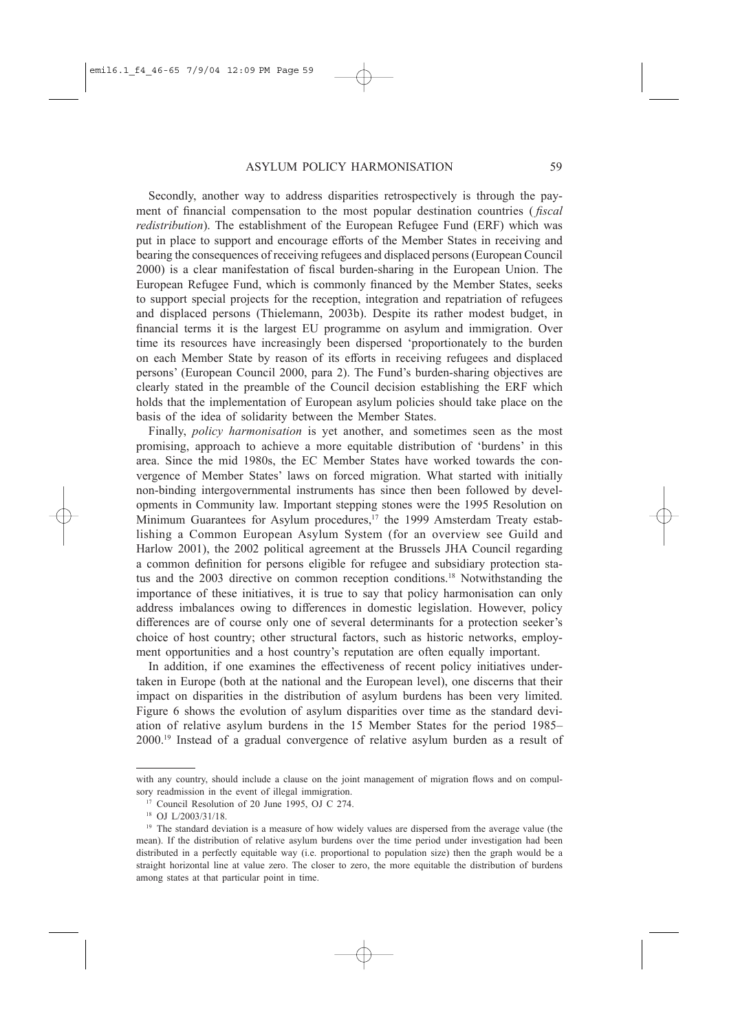Secondly, another way to address disparities retrospectively is through the payment of financial compensation to the most popular destination countries (*fiscal redistribution*). The establishment of the European Refugee Fund (ERF) which was put in place to support and encourage efforts of the Member States in receiving and bearing the consequences of receiving refugees and displaced persons (European Council 2000) is a clear manifestation of fiscal burden-sharing in the European Union. The European Refugee Fund, which is commonly financed by the Member States, seeks to support special projects for the reception, integration and repatriation of refugees and displaced persons (Thielemann, 2003b). Despite its rather modest budget, in financial terms it is the largest EU programme on asylum and immigration. Over time its resources have increasingly been dispersed 'proportionately to the burden on each Member State by reason of its efforts in receiving refugees and displaced persons' (European Council 2000, para 2). The Fund's burden-sharing objectives are clearly stated in the preamble of the Council decision establishing the ERF which holds that the implementation of European asylum policies should take place on the basis of the idea of solidarity between the Member States.

Finally, *policy harmonisation* is yet another, and sometimes seen as the most promising, approach to achieve a more equitable distribution of 'burdens' in this area. Since the mid 1980s, the EC Member States have worked towards the convergence of Member States' laws on forced migration. What started with initially non-binding intergovernmental instruments has since then been followed by developments in Community law. Important stepping stones were the 1995 Resolution on Minimum Guarantees for Asylum procedures,[17] the 1999 Amsterdam Treaty establishing a Common European Asylum System (for an overview see Guild and Harlow 2001), the 2002 political agreement at the Brussels JHA Council regarding a common definition for persons eligible for refugee and subsidiary protection status and the 2003 directive on common reception conditions.[18] Notwithstanding the importance of these initiatives, it is true to say that policy harmonisation can only address imbalances owing to differences in domestic legislation. However, policy differences are of course only one of several determinants for a protection seeker's choice of host country; other structural factors, such as historic networks, employment opportunities and a host country's reputation are often equally important.

In addition, if one examines the effectiveness of recent policy initiatives undertaken in Europe (both at the national and the European level), one discerns that their impact on disparities in the distribution of asylum burdens has been very limited. Figure 6 shows the evolution of asylum disparities over time as the standard deviation of relative asylum burdens in the 15 Member States for the period 1985–2000.[19] Instead of a gradual convergence of relative asylum burden as a result of

---

with any country, should include a clause on the joint management of migration flows and on compulsory readmission in the event of illegal immigration.

[17] Council Resolution of 20 June 1995, OJ C 274.

[18] OJ L/2003/31/18.

[19] The standard deviation is a measure of how widely values are dispersed from the average value (the mean). If the distribution of relative asylum burdens over the time period under investigation had been distributed in a perfectly equitable way (i.e. proportional to population size) then the graph would be a straight horizontal line at value zero. The closer to zero, the more equitable the distribution of burdens among states at that particular point in time.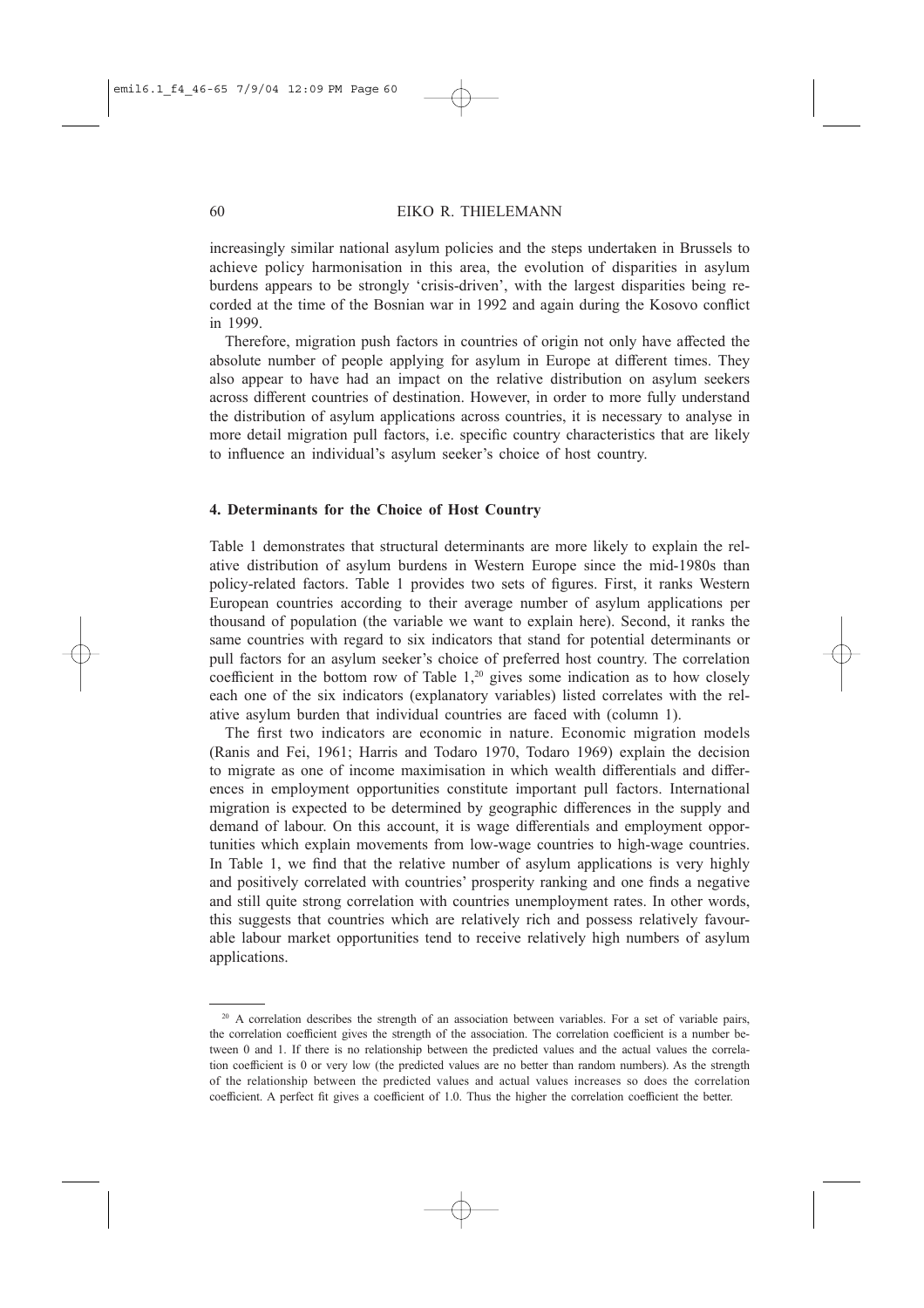increasingly similar national asylum policies and the steps undertaken in Brussels to achieve policy harmonisation in this area, the evolution of disparities in asylum burdens appears to be strongly 'crisis-driven', with the largest disparities being recorded at the time of the Bosnian war in 1992 and again during the Kosovo conflict in 1999.

Therefore, migration push factors in countries of origin not only have affected the absolute number of people applying for asylum in Europe at different times. They also appear to have had an impact on the relative distribution on asylum seekers across different countries of destination. However, in order to more fully understand the distribution of asylum applications across countries, it is necessary to analyse in more detail migration pull factors, i.e. specific country characteristics that are likely to influence an individual's asylum seeker's choice of host country.

### 4. Determinants for the Choice of Host Country

Table 1 demonstrates that structural determinants are more likely to explain the relative distribution of asylum burdens in Western Europe since the mid-1980s than policy-related factors. Table 1 provides two sets of figures. First, it ranks Western European countries according to their average number of asylum applications per thousand of population (the variable we want to explain here). Second, it ranks the same countries with regard to six indicators that stand for potential determinants or pull factors for an asylum seeker's choice of preferred host country. The correlation coefficient in the bottom row of Table 1,[20] gives some indication as to how closely each one of the six indicators (explanatory variables) listed correlates with the relative asylum burden that individual countries are faced with (column 1).

The first two indicators are economic in nature. Economic migration models (Ranis and Fei, 1961; Harris and Todaro 1970, Todaro 1969) explain the decision to migrate as one of income maximisation in which wealth differentials and differences in employment opportunities constitute important pull factors. International migration is expected to be determined by geographic differences in the supply and demand of labour. On this account, it is wage differentials and employment opportunities which explain movements from low-wage countries to high-wage countries. In Table 1, we find that the relative number of asylum applications is very highly and positively correlated with countries' prosperity ranking and one finds a negative and still quite strong correlation with countries unemployment rates. In other words, this suggests that countries which are relatively rich and possess relatively favourable labour market opportunities tend to receive relatively high numbers of asylum applications.

---

[20] A correlation describes the strength of an association between variables. For a set of variable pairs, the correlation coefficient gives the strength of the association. The correlation coefficient is a number between 0 and 1. If there is no relationship between the predicted values and the actual values the correlation coefficient is 0 or very low (the predicted values are no better than random numbers). As the strength of the relationship between the predicted values and actual values increases so does the correlation coefficient. A perfect fit gives a coefficient of 1.0. Thus the higher the correlation coefficient the better.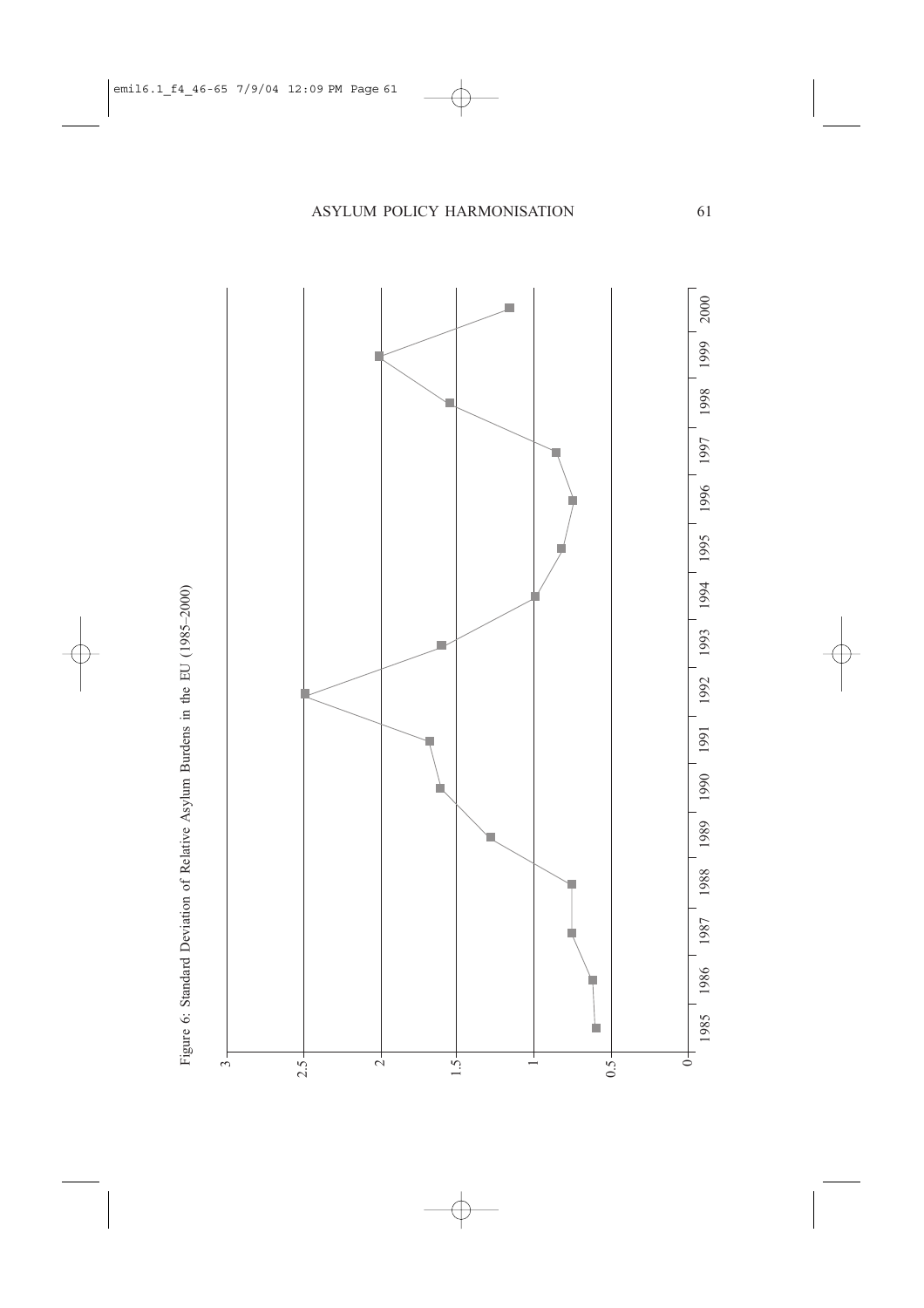Figure 6: Standard Deviation of Relative Asylum Burdens in the EU (1985–2000)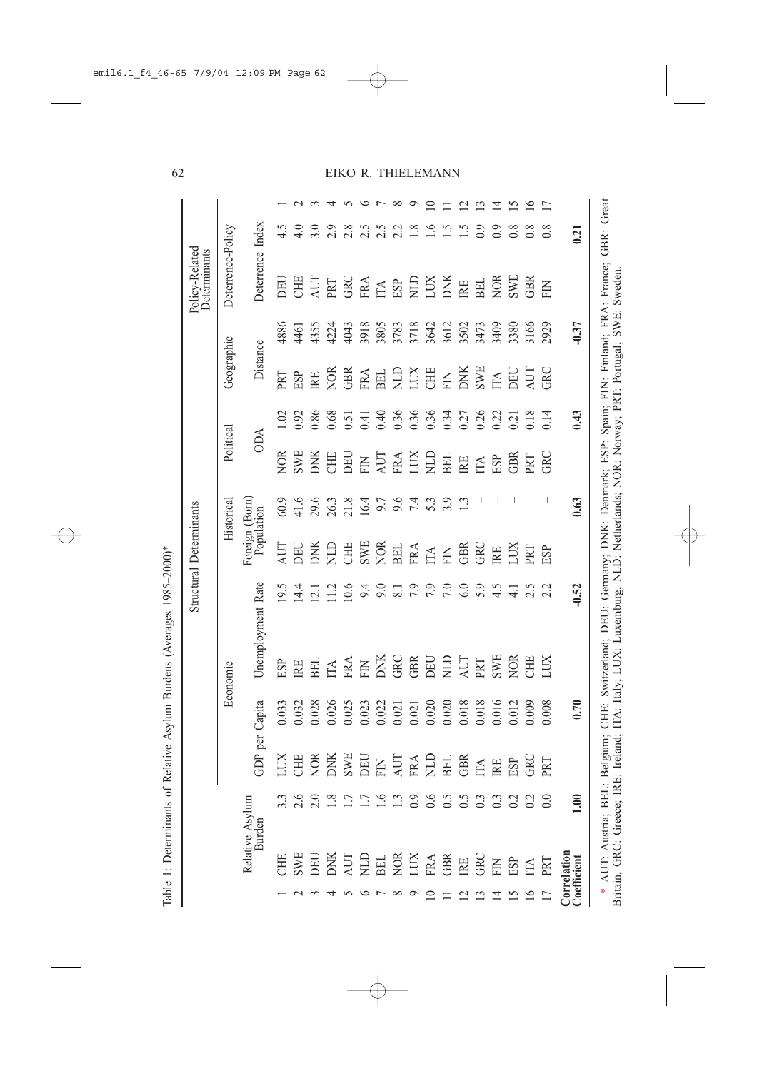Table 1: Determinants of Relative Asylum Burdens (Averages 1985–2000)*

| | Relative Asylum Burden | | Structural Determinants: Economic | | | | Historical | | Political | | Geographic | | Policy-Related Determinants: Deterrence-Policy | | |
|---|---|---|---|---|---|---|---|---|---|---|---|---|---|---|---|
| | | | GDP per Capita | | Unemployment Rate | | Foreign (Born) Population | | ODA | | Distance | | Deterrence Index | | |
| 1 | CHE | 3.3 | LUX | 0.033 | ESP | 19.5 | AUT | 60.9 | NOR | 1.02 | PRT | 4886 | DEU | 4.5 | 1 |
| 2 | SWE | 2.6 | CHE | 0.032 | IRE | 14.4 | DEU | 41.6 | SWE | 0.92 | ESP | 4461 | CHE | 4.0 | 2 |
| 3 | DEU | 2.0 | NOR | 0.028 | BEL | 12.1 | DNK | 29.6 | DNK | 0.86 | IRE | 4355 | AUT | 3.0 | 3 |
| 4 | DNK | 1.8 | DNK | 0.026 | ITA | 11.2 | NLD | 26.3 | CHE | 0.68 | NOR | 4224 | PRT | 2.9 | 4 |
| 5 | AUT | 1.7 | SWE | 0.025 | FRA | 10.6 | CHE | 21.8 | DEU | 0.51 | GBR | 4043 | GRC | 2.8 | 5 |
| 6 | NLD | 1.7 | DEU | 0.023 | FIN | 9.4 | SWE | 16.4 | FIN | 0.41 | FRA | 3918 | FRA | 2.5 | 6 |
| 7 | BEL | 1.6 | FIN | 0.022 | DNK | 9.0 | NOR | 9.7 | AUT | 0.40 | BEL | 3805 | ITA | 2.5 | 7 |
| 8 | NOR | 1.3 | AUT | 0.021 | GRC | 8.1 | BEL | 9.6 | FRA | 0.36 | NLD | 3783 | ESP | 2.2 | 8 |
| 9 | LUX | 0.9 | FRA | 0.021 | GBR | 7.9 | FRA | 7.4 | LUX | 0.36 | LUX | 3718 | NLD | 1.8 | 9 |
| 10 | FRA | 0.6 | NLD | 0.020 | DEU | 7.9 | ITA | 5.3 | NLD | 0.36 | CHE | 3642 | LUX | 1.6 | 10 |
| 11 | GBR | 0.5 | BEL | 0.020 | NLD | 7.0 | FIN | 3.9 | BEL | 0.34 | FIN | 3612 | DNK | 1.5 | 11 |
| 12 | IRE | 0.5 | GBR | 0.018 | AUT | 6.0 | GBR | 1.3 | IRE | 0.27 | DNK | 3502 | IRE | 1.5 | 12 |
| 13 | GRC | 0.3 | ITA | 0.018 | PRT | 5.9 | GRC | – | ITA | 0.26 | SWE | 3473 | BEL | 0.9 | 13 |
| 14 | FIN | 0.3 | IRE | 0.016 | SWE | 4.5 | IRE | – | ESP | 0.22 | ITA | 3409 | NOR | 0.9 | 14 |
| 15 | ESP | 0.2 | ESP | 0.012 | NOR | 4.1 | LUX | – | GBR | 0.21 | DEU | 3380 | SWE | 0.8 | 15 |
| 16 | ITA | 0.2 | GRC | 0.009 | CHE | 2.5 | PRT | – | PRT | 0.18 | AUT | 3166 | GBR | 0.8 | 16 |
| 17 | PRT | 0.0 | PRT | 0.008 | LUX | 2.2 | ESP | – | GRC | 0.14 | GRC | 2929 | FIN | 0.8 | 17 |
| **Correlation Coefficient** | | **1.00** | | **0.70** | | **-0.52** | | **0.63** | | **0.43** | | **-0.37** | | **0.21** | |

\* AUT: Austria; BEL: Belgium; CHE: Switzerland; DEU: Germany; DNK: Denmark; ESP: Spain; FIN: Finland; FRA: France; GBR: Great Britain; GRC: Greece; IRE: Ireland; ITA: Italy; LUX: Luxemburg; NLD: Netherlands; NOR: Norway; PRT: Portugal; SWE: Sweden.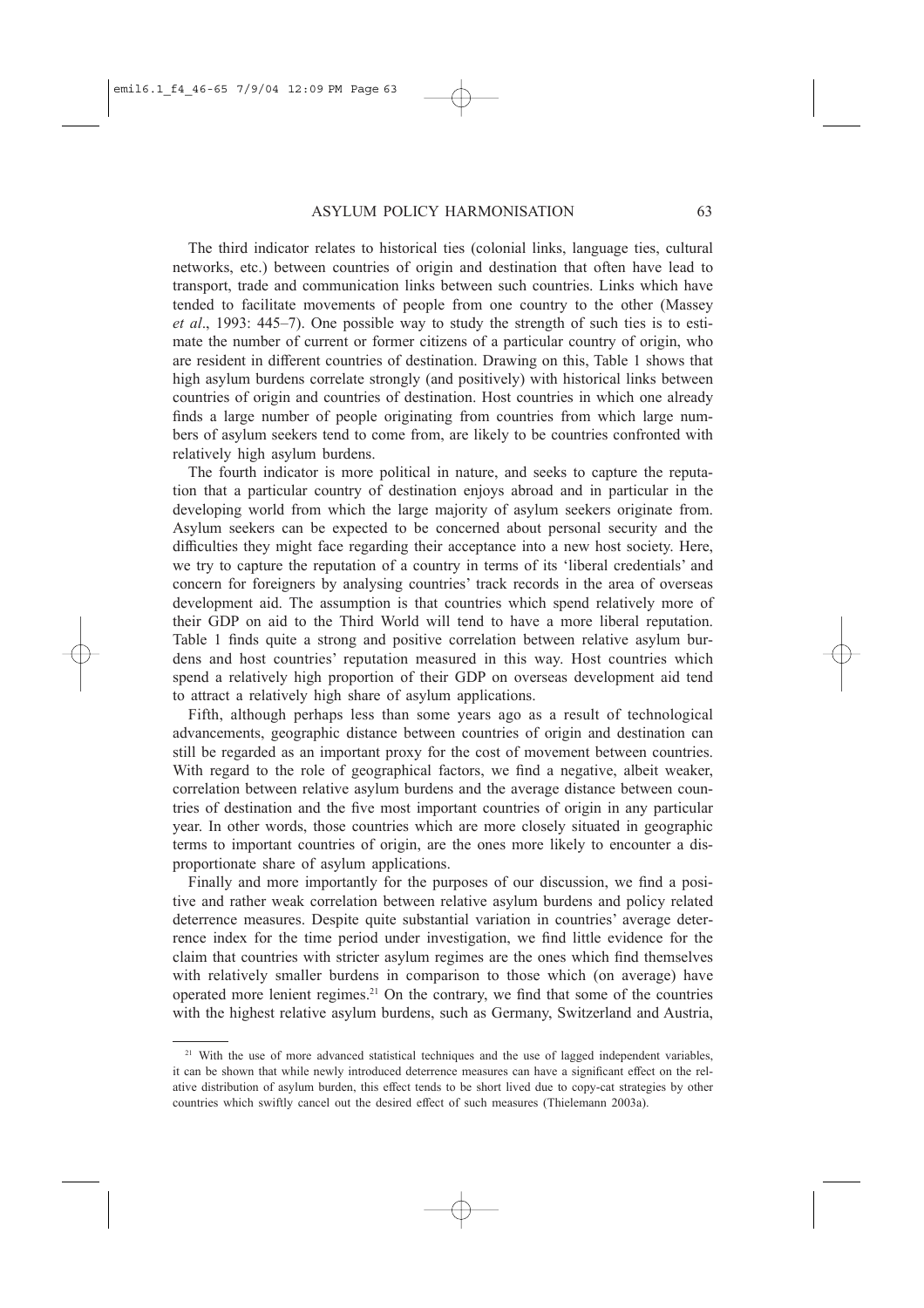The third indicator relates to historical ties (colonial links, language ties, cultural networks, etc.) between countries of origin and destination that often have lead to transport, trade and communication links between such countries. Links which have tended to facilitate movements of people from one country to the other (Massey *et al*., 1993: 445–7). One possible way to study the strength of such ties is to estimate the number of current or former citizens of a particular country of origin, who are resident in different countries of destination. Drawing on this, Table 1 shows that high asylum burdens correlate strongly (and positively) with historical links between countries of origin and countries of destination. Host countries in which one already finds a large number of people originating from countries from which large numbers of asylum seekers tend to come from, are likely to be countries confronted with relatively high asylum burdens.

The fourth indicator is more political in nature, and seeks to capture the reputation that a particular country of destination enjoys abroad and in particular in the developing world from which the large majority of asylum seekers originate from. Asylum seekers can be expected to be concerned about personal security and the difficulties they might face regarding their acceptance into a new host society. Here, we try to capture the reputation of a country in terms of its 'liberal credentials' and concern for foreigners by analysing countries' track records in the area of overseas development aid. The assumption is that countries which spend relatively more of their GDP on aid to the Third World will tend to have a more liberal reputation. Table 1 finds quite a strong and positive correlation between relative asylum burdens and host countries' reputation measured in this way. Host countries which spend a relatively high proportion of their GDP on overseas development aid tend to attract a relatively high share of asylum applications.

Fifth, although perhaps less than some years ago as a result of technological advancements, geographic distance between countries of origin and destination can still be regarded as an important proxy for the cost of movement between countries. With regard to the role of geographical factors, we find a negative, albeit weaker, correlation between relative asylum burdens and the average distance between countries of destination and the five most important countries of origin in any particular year. In other words, those countries which are more closely situated in geographic terms to important countries of origin, are the ones more likely to encounter a disproportionate share of asylum applications.

Finally and more importantly for the purposes of our discussion, we find a positive and rather weak correlation between relative asylum burdens and policy related deterrence measures. Despite quite substantial variation in countries' average deterrence index for the time period under investigation, we find little evidence for the claim that countries with stricter asylum regimes are the ones which find themselves with relatively smaller burdens in comparison to those which (on average) have operated more lenient regimes.[21] On the contrary, we find that some of the countries with the highest relative asylum burdens, such as Germany, Switzerland and Austria,

[21] With the use of more advanced statistical techniques and the use of lagged independent variables, it can be shown that while newly introduced deterrence measures can have a significant effect on the relative distribution of asylum burden, this effect tends to be short lived due to copy-cat strategies by other countries which swiftly cancel out the desired effect of such measures (Thielemann 2003a).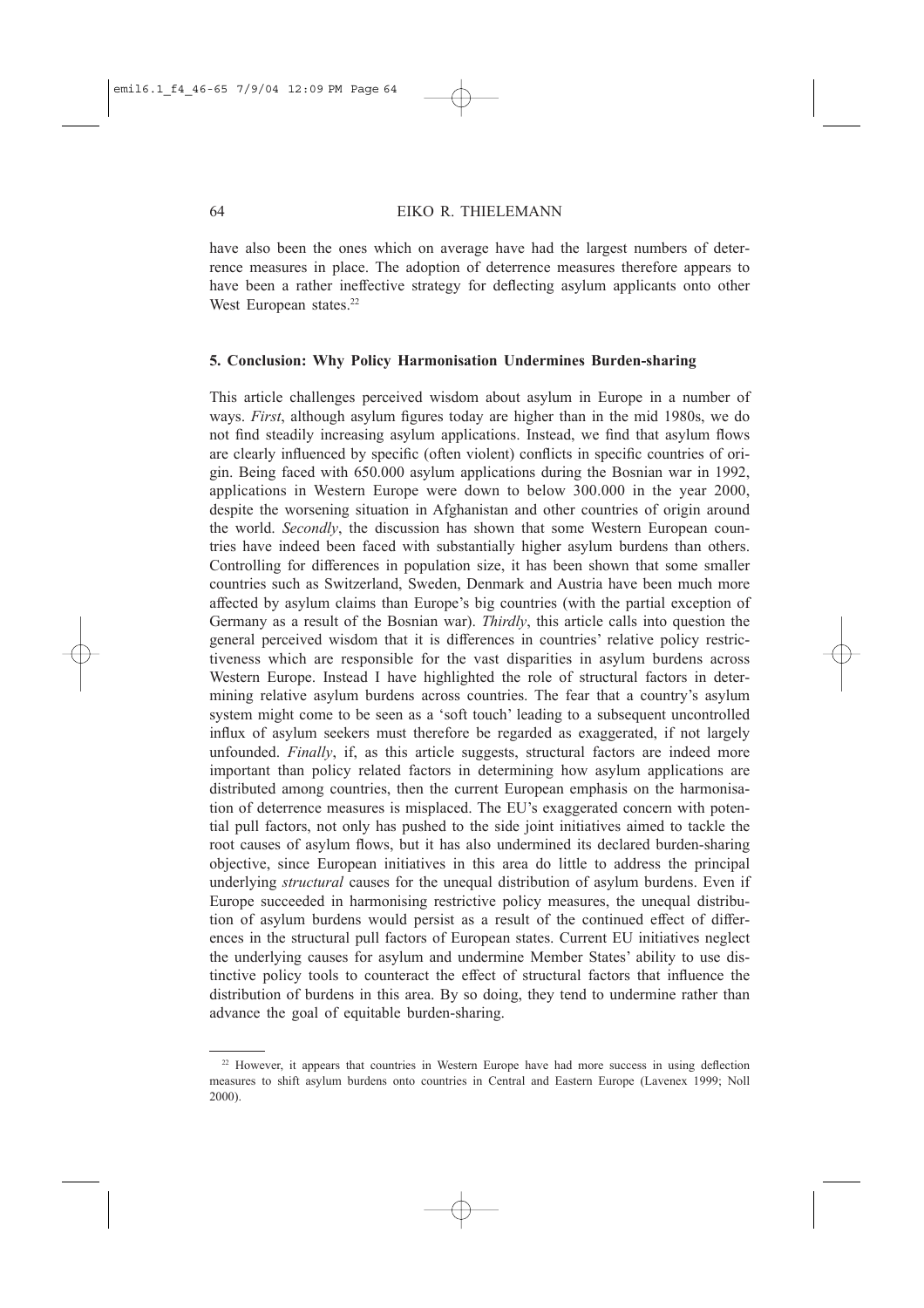have also been the ones which on average have had the largest numbers of deterrence measures in place. The adoption of deterrence measures therefore appears to have been a rather ineffective strategy for deflecting asylum applicants onto other West European states.[22]

## 5. Conclusion: Why Policy Harmonisation Undermines Burden-sharing

This article challenges perceived wisdom about asylum in Europe in a number of ways. *First*, although asylum figures today are higher than in the mid 1980s, we do not find steadily increasing asylum applications. Instead, we find that asylum flows are clearly influenced by specific (often violent) conflicts in specific countries of origin. Being faced with 650.000 asylum applications during the Bosnian war in 1992, applications in Western Europe were down to below 300.000 in the year 2000, despite the worsening situation in Afghanistan and other countries of origin around the world. *Secondly*, the discussion has shown that some Western European countries have indeed been faced with substantially higher asylum burdens than others. Controlling for differences in population size, it has been shown that some smaller countries such as Switzerland, Sweden, Denmark and Austria have been much more affected by asylum claims than Europe's big countries (with the partial exception of Germany as a result of the Bosnian war). *Thirdly*, this article calls into question the general perceived wisdom that it is differences in countries' relative policy restrictiveness which are responsible for the vast disparities in asylum burdens across Western Europe. Instead I have highlighted the role of structural factors in determining relative asylum burdens across countries. The fear that a country's asylum system might come to be seen as a 'soft touch' leading to a subsequent uncontrolled influx of asylum seekers must therefore be regarded as exaggerated, if not largely unfounded. *Finally*, if, as this article suggests, structural factors are indeed more important than policy related factors in determining how asylum applications are distributed among countries, then the current European emphasis on the harmonisation of deterrence measures is misplaced. The EU's exaggerated concern with potential pull factors, not only has pushed to the side joint initiatives aimed to tackle the root causes of asylum flows, but it has also undermined its declared burden-sharing objective, since European initiatives in this area do little to address the principal underlying *structural* causes for the unequal distribution of asylum burdens. Even if Europe succeeded in harmonising restrictive policy measures, the unequal distribution of asylum burdens would persist as a result of the continued effect of differences in the structural pull factors of European states. Current EU initiatives neglect the underlying causes for asylum and undermine Member States' ability to use distinctive policy tools to counteract the effect of structural factors that influence the distribution of burdens in this area. By so doing, they tend to undermine rather than advance the goal of equitable burden-sharing.

[22] However, it appears that countries in Western Europe have had more success in using deflection measures to shift asylum burdens onto countries in Central and Eastern Europe (Lavenex 1999; Noll 2000).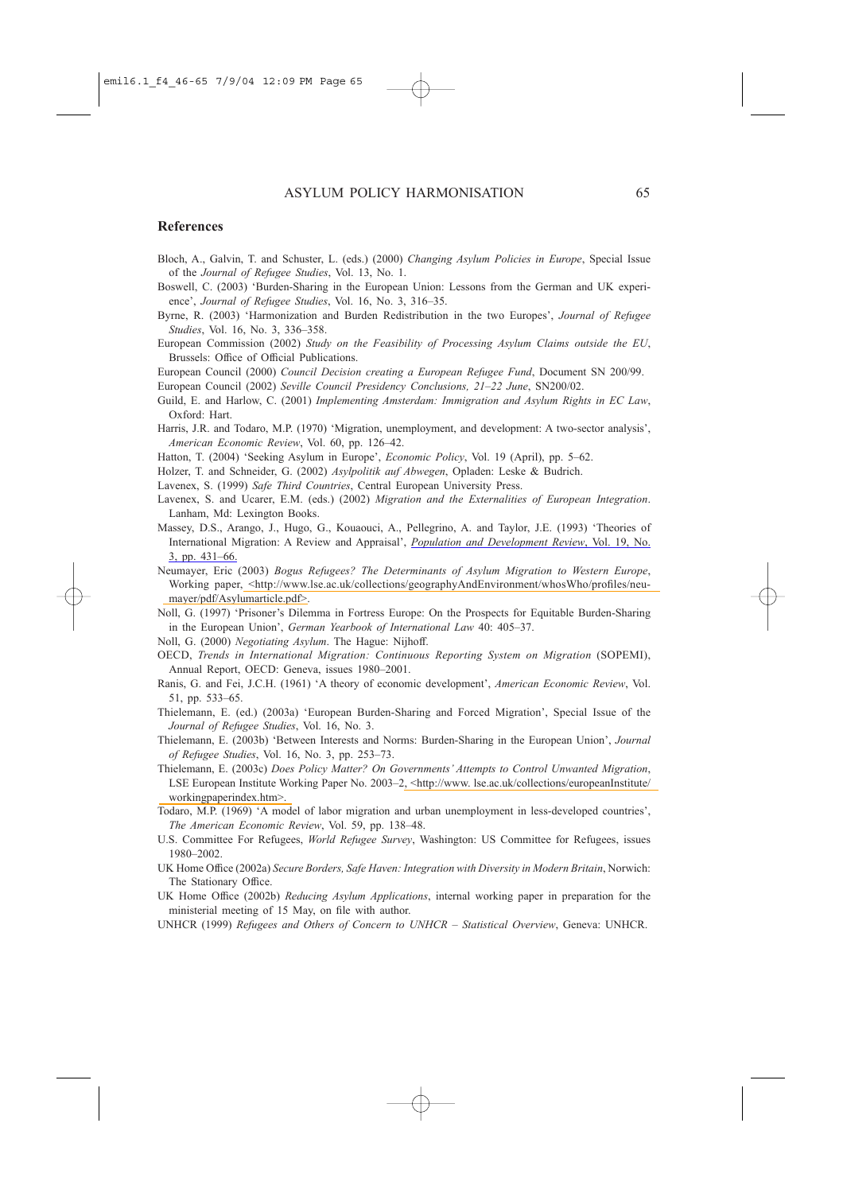## References

Bloch, A., Galvin, T. and Schuster, L. (eds.) (2000) *Changing Asylum Policies in Europe*, Special Issue of the *Journal of Refugee Studies*, Vol. 13, No. 1.

Boswell, C. (2003) 'Burden-Sharing in the European Union: Lessons from the German and UK experience', *Journal of Refugee Studies*, Vol. 16, No. 3, 316–35.

Byrne, R. (2003) 'Harmonization and Burden Redistribution in the two Europes', *Journal of Refugee Studies*, Vol. 16, No. 3, 336–358.

European Commission (2002) *Study on the Feasibility of Processing Asylum Claims outside the EU*, Brussels: Office of Official Publications.

European Council (2000) *Council Decision creating a European Refugee Fund*, Document SN 200/99.

European Council (2002) *Seville Council Presidency Conclusions, 21–22 June*, SN200/02.

Guild, E. and Harlow, C. (2001) *Implementing Amsterdam: Immigration and Asylum Rights in EC Law*, Oxford: Hart.

Harris, J.R. and Todaro, M.P. (1970) 'Migration, unemployment, and development: A two-sector analysis', *American Economic Review*, Vol. 60, pp. 126–42.

Hatton, T. (2004) 'Seeking Asylum in Europe', *Economic Policy*, Vol. 19 (April), pp. 5–62.

Holzer, T. and Schneider, G. (2002) *Asylpolitik auf Abwegen*, Opladen: Leske & Budrich.

Lavenex, S. (1999) *Safe Third Countries*, Central European University Press.

Lavenex, S. and Ucarer, E.M. (eds.) (2002) *Migration and the Externalities of European Integration*. Lanham, Md: Lexington Books.

Massey, D.S., Arango, J., Hugo, G., Kouaouci, A., Pellegrino, A. and Taylor, J.E. (1993) 'Theories of International Migration: A Review and Appraisal', *Population and Development Review*, Vol. 19, No. 3, pp. 431–66.

Neumayer, Eric (2003) *Bogus Refugees? The Determinants of Asylum Migration to Western Europe*, Working paper, <http://www.lse.ac.uk/collections/geographyAndEnvironment/whosWho/profiles/neumayer/pdf/Asylumarticle.pdf>.

Noll, G. (1997) 'Prisoner's Dilemma in Fortress Europe: On the Prospects for Equitable Burden-Sharing in the European Union', *German Yearbook of International Law* 40: 405–37.

Noll, G. (2000) *Negotiating Asylum*. The Hague: Nijhoff.

OECD, *Trends in International Migration: Continuous Reporting System on Migration* (SOPEMI), Annual Report, OECD: Geneva, issues 1980–2001.

Ranis, G. and Fei, J.C.H. (1961) 'A theory of economic development', *American Economic Review*, Vol. 51, pp. 533–65.

Thielemann, E. (ed.) (2003a) 'European Burden-Sharing and Forced Migration', Special Issue of the *Journal of Refugee Studies*, Vol. 16, No. 3.

Thielemann, E. (2003b) 'Between Interests and Norms: Burden-Sharing in the European Union', *Journal of Refugee Studies*, Vol. 16, No. 3, pp. 253–73.

Thielemann, E. (2003c) *Does Policy Matter? On Governments' Attempts to Control Unwanted Migration*, LSE European Institute Working Paper No. 2003–2, <http://www. lse.ac.uk/collections/europeanInstitute/workingpaperindex.htm>.

Todaro, M.P. (1969) 'A model of labor migration and urban unemployment in less-developed countries', *The American Economic Review*, Vol. 59, pp. 138–48.

U.S. Committee For Refugees, *World Refugee Survey*, Washington: US Committee for Refugees, issues 1980–2002.

UK Home Office (2002a) *Secure Borders, Safe Haven: Integration with Diversity in Modern Britain*, Norwich: The Stationary Office.

UK Home Office (2002b) *Reducing Asylum Applications*, internal working paper in preparation for the ministerial meeting of 15 May, on file with author.

UNHCR (1999) *Refugees and Others of Concern to UNHCR – Statistical Overview*, Geneva: UNHCR.